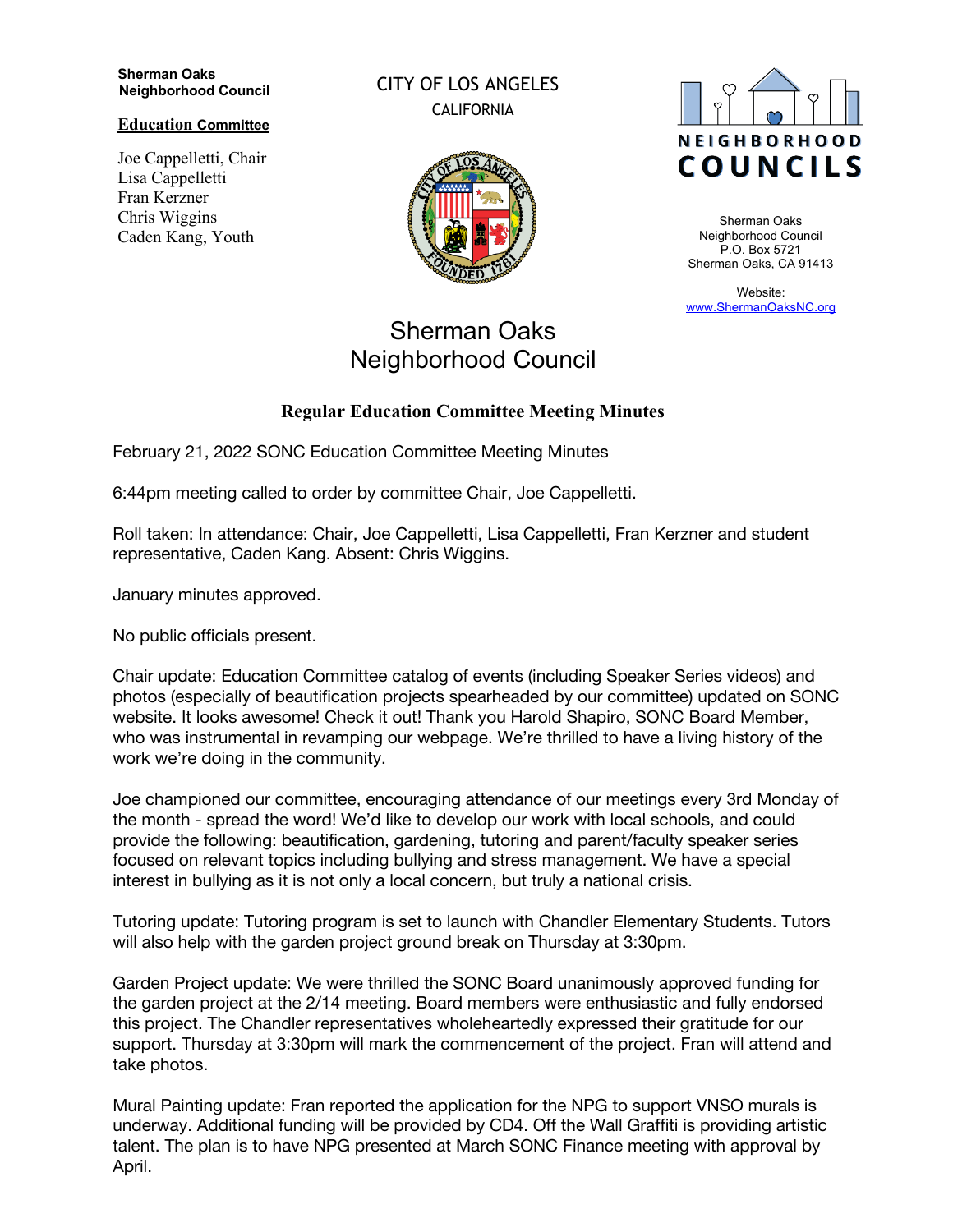**Sherman Oaks Neighborhood Council**

**Education Committee**

Joe Cappelletti, Chair
Lisa Cappelletti
Fran Kerzner
Chris Wiggins
Caden Kang, Youth

CITY OF LOS ANGELES
CALIFORNIA

NEIGHBORHOOD COUNCILS

Sherman Oaks
Neighborhood Council
P.O. Box 5721
Sherman Oaks, CA 91413

Website:
www.ShermanOaksNC.org

# Sherman Oaks Neighborhood Council

## Regular Education Committee Meeting Minutes

February 21, 2022 SONC Education Committee Meeting Minutes

6:44pm meeting called to order by committee Chair, Joe Cappelletti.

Roll taken: In attendance: Chair, Joe Cappelletti, Lisa Cappelletti, Fran Kerzner and student representative, Caden Kang. Absent: Chris Wiggins.

January minutes approved.

No public officials present.

Chair update: Education Committee catalog of events (including Speaker Series videos) and photos (especially of beautification projects spearheaded by our committee) updated on SONC website. It looks awesome! Check it out! Thank you Harold Shapiro, SONC Board Member, who was instrumental in revamping our webpage. We're thrilled to have a living history of the work we're doing in the community.

Joe championed our committee, encouraging attendance of our meetings every 3rd Monday of the month - spread the word! We'd like to develop our work with local schools, and could provide the following: beautification, gardening, tutoring and parent/faculty speaker series focused on relevant topics including bullying and stress management. We have a special interest in bullying as it is not only a local concern, but truly a national crisis.

Tutoring update: Tutoring program is set to launch with Chandler Elementary Students. Tutors will also help with the garden project ground break on Thursday at 3:30pm.

Garden Project update: We were thrilled the SONC Board unanimously approved funding for the garden project at the 2/14 meeting. Board members were enthusiastic and fully endorsed this project. The Chandler representatives wholeheartedly expressed their gratitude for our support. Thursday at 3:30pm will mark the commencement of the project. Fran will attend and take photos.

Mural Painting update: Fran reported the application for the NPG to support VNSO murals is underway. Additional funding will be provided by CD4. Off the Wall Graffiti is providing artistic talent. The plan is to have NPG presented at March SONC Finance meeting with approval by April.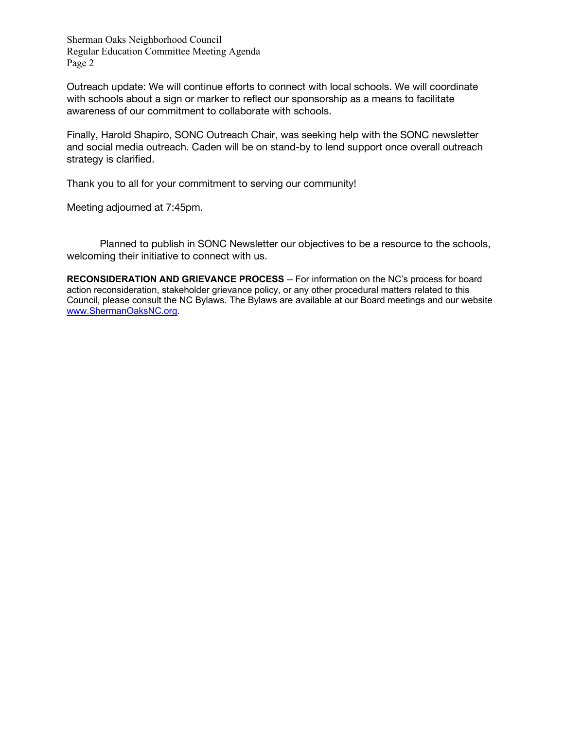Outreach update: We will continue efforts to connect with local schools. We will coordinate with schools about a sign or marker to reflect our sponsorship as a means to facilitate awareness of our commitment to collaborate with schools.

Finally, Harold Shapiro, SONC Outreach Chair, was seeking help with the SONC newsletter and social media outreach. Caden will be on stand-by to lend support once overall outreach strategy is clarified.

Thank you to all for your commitment to serving our community!

Meeting adjourned at 7:45pm.

Planned to publish in SONC Newsletter our objectives to be a resource to the schools, welcoming their initiative to connect with us.

**RECONSIDERATION AND GRIEVANCE PROCESS** -- For information on the NC's process for board action reconsideration, stakeholder grievance policy, or any other procedural matters related to this Council, please consult the NC Bylaws. The Bylaws are available at our Board meetings and our website [www.ShermanOaksNC.org](http://www.ShermanOaksNC.org).